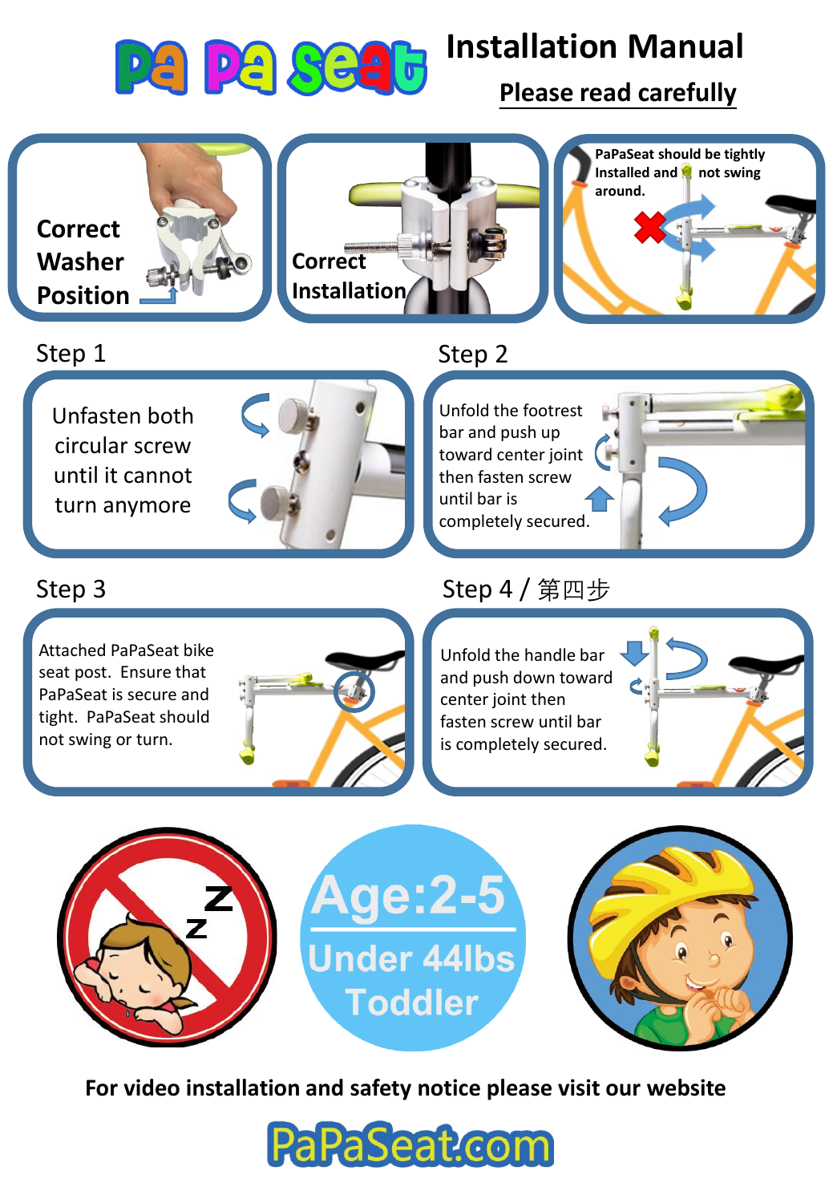# Pa Pa seat

# Installation Manual

**Please read carefully**

**Correct Washer Position**

**Correct Installation**

**PaPaSeat should be tightly Installed and not swing around.**

## Step 1

Unfasten both circular screw until it cannot turn anymore

## Step 2

Unfold the footrest bar and push up toward center joint then fasten screw until bar is completely secured.

## Step 3

Attached PaPaSeat bike seat post. Ensure that PaPaSeat is secure and tight. PaPaSeat should not swing or turn.

## Step 4 / 第四步

Unfold the handle bar and push down toward center joint then fasten screw until bar is completely secured.

**Age:2-5**

**Under 44lbs Toddler**

**For video installation and safety notice please visit our website**

**PaPaSeat.com**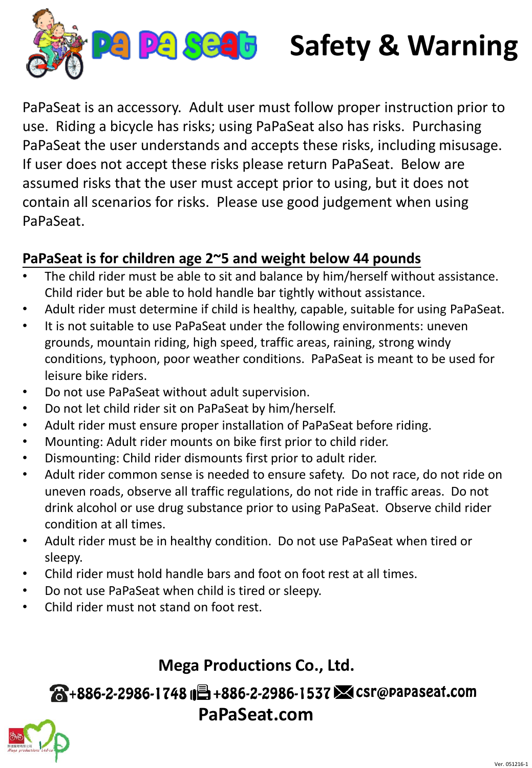# PaPaSeat Safety & Warning

PaPaSeat is an accessory. Adult user must follow proper instruction prior to use. Riding a bicycle has risks; using PaPaSeat also has risks. Purchasing PaPaSeat the user understands and accepts these risks, including misusage. If user does not accept these risks please return PaPaSeat. Below are assumed risks that the user must accept prior to using, but it does not contain all scenarios for risks. Please use good judgement when using PaPaSeat.

## PaPaSeat is for children age 2~5 and weight below 44 pounds

- The child rider must be able to sit and balance by him/herself without assistance. Child rider but be able to hold handle bar tightly without assistance.
- Adult rider must determine if child is healthy, capable, suitable for using PaPaSeat.
- It is not suitable to use PaPaSeat under the following environments: uneven grounds, mountain riding, high speed, traffic areas, raining, strong windy conditions, typhoon, poor weather conditions. PaPaSeat is meant to be used for leisure bike riders.
- Do not use PaPaSeat without adult supervision.
- Do not let child rider sit on PaPaSeat by him/herself.
- Adult rider must ensure proper installation of PaPaSeat before riding.
- Mounting: Adult rider mounts on bike first prior to child rider.
- Dismounting: Child rider dismounts first prior to adult rider.
- Adult rider common sense is needed to ensure safety. Do not race, do not ride on uneven roads, observe all traffic regulations, do not ride in traffic areas. Do not drink alcohol or use drug substance prior to using PaPaSeat. Observe child rider condition at all times.
- Adult rider must be in healthy condition. Do not use PaPaSeat when tired or sleepy.
- Child rider must hold handle bars and foot on foot rest at all times.
- Do not use PaPaSeat when child is tired or sleepy.
- Child rider must not stand on foot rest.

**Mega Productions Co., Ltd.**

**☎+886-2-2986-1748 📠+886-2-2986-1537 ✉csr@papaseat.com**

**PaPaSeat.com**

Ver. 051216-1